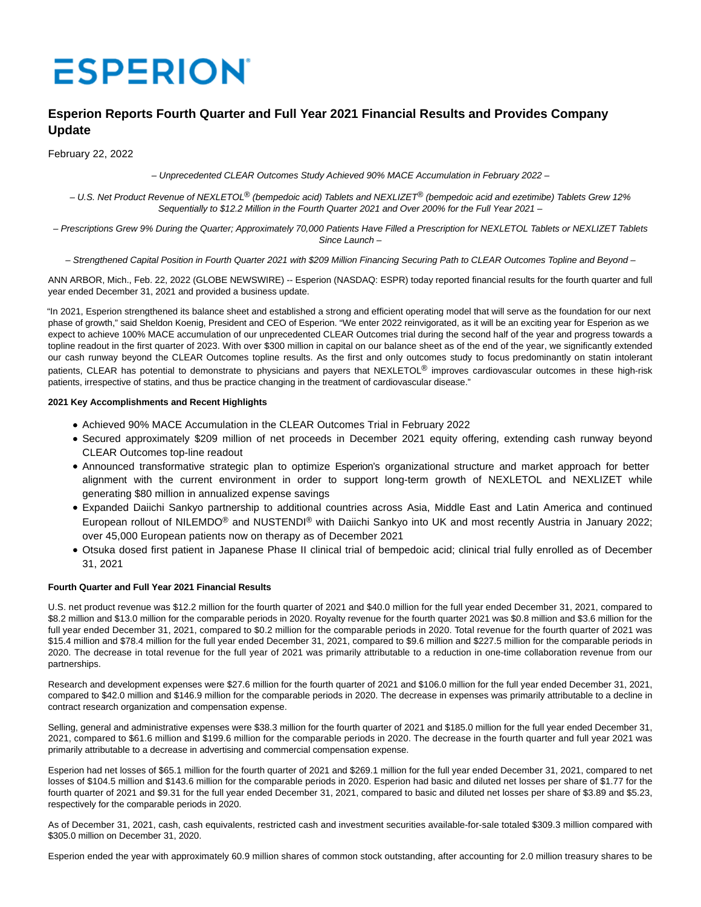ESPERION

# Esperion Reports Fourth Quarter and Full Year 2021 Financial Results and Provides Company Update

February 22, 2022

*– Unprecedented CLEAR Outcomes Study Achieved 90% MACE Accumulation in February 2022 –*

*– U.S. Net Product Revenue of NEXLETOL® (bempedoic acid) Tablets and NEXLIZET® (bempedoic acid and ezetimibe) Tablets Grew 12% Sequentially to $12.2 Million in the Fourth Quarter 2021 and Over 200% for the Full Year 2021 –*

*– Prescriptions Grew 9% During the Quarter; Approximately 70,000 Patients Have Filled a Prescription for NEXLETOL Tablets or NEXLIZET Tablets Since Launch –*

*– Strengthened Capital Position in Fourth Quarter 2021 with $209 Million Financing Securing Path to CLEAR Outcomes Topline and Beyond –*

ANN ARBOR, Mich., Feb. 22, 2022 (GLOBE NEWSWIRE) -- Esperion (NASDAQ: ESPR) today reported financial results for the fourth quarter and full year ended December 31, 2021 and provided a business update.

"In 2021, Esperion strengthened its balance sheet and established a strong and efficient operating model that will serve as the foundation for our next phase of growth," said Sheldon Koenig, President and CEO of Esperion. "We enter 2022 reinvigorated, as it will be an exciting year for Esperion as we expect to achieve 100% MACE accumulation of our unprecedented CLEAR Outcomes trial during the second half of the year and progress towards a topline readout in the first quarter of 2023. With over $300 million in capital on our balance sheet as of the end of the year, we significantly extended our cash runway beyond the CLEAR Outcomes topline results. As the first and only outcomes study to focus predominantly on statin intolerant patients, CLEAR has potential to demonstrate to physicians and payers that NEXLETOL® improves cardiovascular outcomes in these high-risk patients, irrespective of statins, and thus be practice changing in the treatment of cardiovascular disease."

**2021 Key Accomplishments and Recent Highlights**

- Achieved 90% MACE Accumulation in the CLEAR Outcomes Trial in February 2022
- Secured approximately $209 million of net proceeds in December 2021 equity offering, extending cash runway beyond CLEAR Outcomes top-line readout
- Announced transformative strategic plan to optimize Esperion's organizational structure and market approach for better alignment with the current environment in order to support long-term growth of NEXLETOL and NEXLIZET while generating $80 million in annualized expense savings
- Expanded Daiichi Sankyo partnership to additional countries across Asia, Middle East and Latin America and continued European rollout of NILEMDO® and NUSTENDI® with Daiichi Sankyo into UK and most recently Austria in January 2022; over 45,000 European patients now on therapy as of December 2021
- Otsuka dosed first patient in Japanese Phase II clinical trial of bempedoic acid; clinical trial fully enrolled as of December 31, 2021

**Fourth Quarter and Full Year 2021 Financial Results**

U.S. net product revenue was $12.2 million for the fourth quarter of 2021 and $40.0 million for the full year ended December 31, 2021, compared to $8.2 million and $13.0 million for the comparable periods in 2020. Royalty revenue for the fourth quarter 2021 was $0.8 million and $3.6 million for the full year ended December 31, 2021, compared to $0.2 million for the comparable periods in 2020. Total revenue for the fourth quarter of 2021 was $15.4 million and $78.4 million for the full year ended December 31, 2021, compared to $9.6 million and $227.5 million for the comparable periods in 2020. The decrease in total revenue for the full year of 2021 was primarily attributable to a reduction in one-time collaboration revenue from our partnerships.

Research and development expenses were $27.6 million for the fourth quarter of 2021 and $106.0 million for the full year ended December 31, 2021, compared to $42.0 million and $146.9 million for the comparable periods in 2020. The decrease in expenses was primarily attributable to a decline in contract research organization and compensation expense.

Selling, general and administrative expenses were $38.3 million for the fourth quarter of 2021 and $185.0 million for the full year ended December 31, 2021, compared to $61.6 million and $199.6 million for the comparable periods in 2020. The decrease in the fourth quarter and full year 2021 was primarily attributable to a decrease in advertising and commercial compensation expense.

Esperion had net losses of $65.1 million for the fourth quarter of 2021 and $269.1 million for the full year ended December 31, 2021, compared to net losses of $104.5 million and $143.6 million for the comparable periods in 2020. Esperion had basic and diluted net losses per share of $1.77 for the fourth quarter of 2021 and $9.31 for the full year ended December 31, 2021, compared to basic and diluted net losses per share of $3.89 and $5.23, respectively for the comparable periods in 2020.

As of December 31, 2021, cash, cash equivalents, restricted cash and investment securities available-for-sale totaled $309.3 million compared with $305.0 million on December 31, 2020.

Esperion ended the year with approximately 60.9 million shares of common stock outstanding, after accounting for 2.0 million treasury shares to be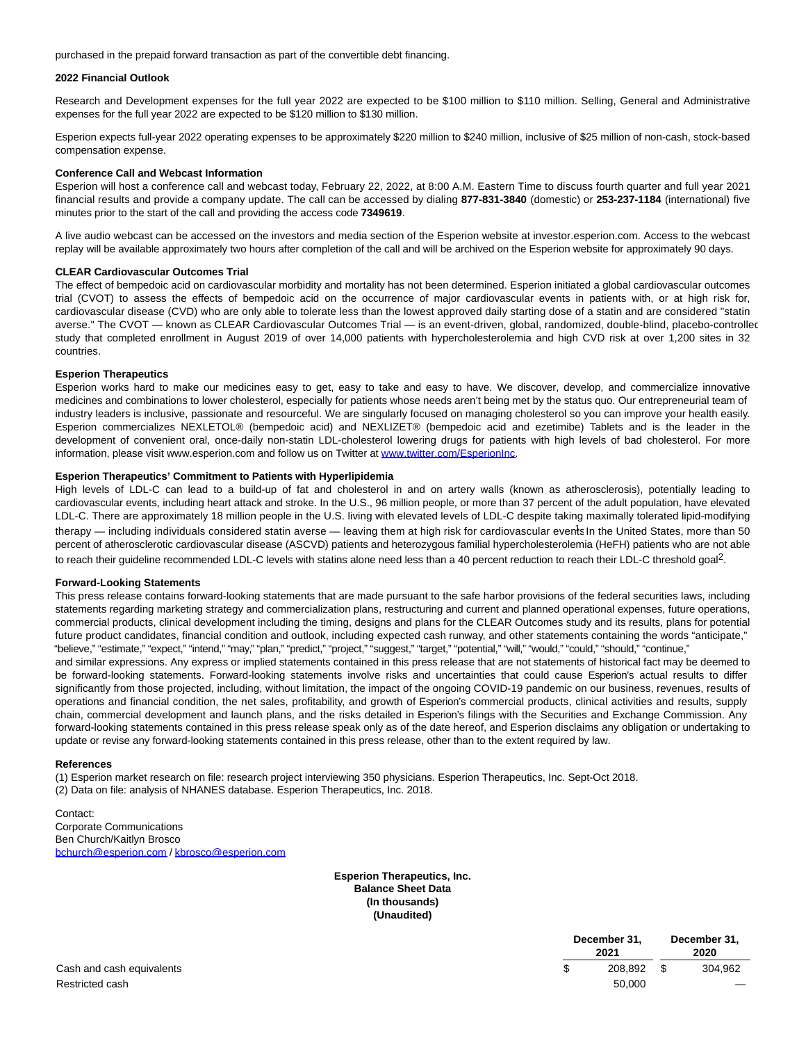purchased in the prepaid forward transaction as part of the convertible debt financing.

**2022 Financial Outlook**

Research and Development expenses for the full year 2022 are expected to be $100 million to $110 million. Selling, General and Administrative expenses for the full year 2022 are expected to be $120 million to $130 million.

Esperion expects full-year 2022 operating expenses to be approximately $220 million to $240 million, inclusive of $25 million of non-cash, stock-based compensation expense.

**Conference Call and Webcast Information**

Esperion will host a conference call and webcast today, February 22, 2022, at 8:00 A.M. Eastern Time to discuss fourth quarter and full year 2021 financial results and provide a company update. The call can be accessed by dialing **877-831-3840** (domestic) or **253-237-1184** (international) five minutes prior to the start of the call and providing the access code **7349619**.

A live audio webcast can be accessed on the investors and media section of the Esperion website at investor.esperion.com. Access to the webcast replay will be available approximately two hours after completion of the call and will be archived on the Esperion website for approximately 90 days.

**CLEAR Cardiovascular Outcomes Trial**

The effect of bempedoic acid on cardiovascular morbidity and mortality has not been determined. Esperion initiated a global cardiovascular outcomes trial (CVOT) to assess the effects of bempedoic acid on the occurrence of major cardiovascular events in patients with, or at high risk for, cardiovascular disease (CVD) who are only able to tolerate less than the lowest approved daily starting dose of a statin and are considered "statin averse." The CVOT — known as CLEAR Cardiovascular Outcomes Trial — is an event-driven, global, randomized, double-blind, placebo-controlled study that completed enrollment in August 2019 of over 14,000 patients with hypercholesterolemia and high CVD risk at over 1,200 sites in 32 countries.

**Esperion Therapeutics**

Esperion works hard to make our medicines easy to get, easy to take and easy to have. We discover, develop, and commercialize innovative medicines and combinations to lower cholesterol, especially for patients whose needs aren't being met by the status quo. Our entrepreneurial team of industry leaders is inclusive, passionate and resourceful. We are singularly focused on managing cholesterol so you can improve your health easily. Esperion commercializes NEXLETOL® (bempedoic acid) and NEXLIZET® (bempedoic acid and ezetimibe) Tablets and is the leader in the development of convenient oral, once-daily non-statin LDL-cholesterol lowering drugs for patients with high levels of bad cholesterol. For more information, please visit www.esperion.com and follow us on Twitter at [www.twitter.com/EsperionInc](www.twitter.com/EsperionInc).

**Esperion Therapeutics' Commitment to Patients with Hyperlipidemia**

High levels of LDL-C can lead to a build-up of fat and cholesterol in and on artery walls (known as atherosclerosis), potentially leading to cardiovascular events, including heart attack and stroke. In the U.S., 96 million people, or more than 37 percent of the adult population, have elevated LDL-C. There are approximately 18 million people in the U.S. living with elevated levels of LDL-C despite taking maximally tolerated lipid-modifying therapy — including individuals considered statin averse — leaving them at high risk for cardiovascular events[1]. In the United States, more than 50 percent of atherosclerotic cardiovascular disease (ASCVD) patients and heterozygous familial hypercholesterolemia (HeFH) patients who are not able to reach their guideline recommended LDL-C levels with statins alone need less than a 40 percent reduction to reach their LDL-C threshold goal[2].

**Forward-Looking Statements**

This press release contains forward-looking statements that are made pursuant to the safe harbor provisions of the federal securities laws, including statements regarding marketing strategy and commercialization plans, restructuring and current and planned operational expenses, future operations, commercial products, clinical development including the timing, designs and plans for the CLEAR Outcomes study and its results, plans for potential future product candidates, financial condition and outlook, including expected cash runway, and other statements containing the words "anticipate," "believe," "estimate," "expect," "intend," "may," "plan," "predict," "project," "suggest," "target," "potential," "will," "would," "could," "should," "continue," and similar expressions. Any express or implied statements contained in this press release that are not statements of historical fact may be deemed to be forward-looking statements. Forward-looking statements involve risks and uncertainties that could cause Esperion's actual results to differ significantly from those projected, including, without limitation, the impact of the ongoing COVID-19 pandemic on our business, revenues, results of operations and financial condition, the net sales, profitability, and growth of Esperion's commercial products, clinical activities and results, supply chain, commercial development and launch plans, and the risks detailed in Esperion's filings with the Securities and Exchange Commission. Any forward-looking statements contained in this press release speak only as of the date hereof, and Esperion disclaims any obligation or undertaking to update or revise any forward-looking statements contained in this press release, other than to the extent required by law.

**References**

(1) Esperion market research on file: research project interviewing 350 physicians. Esperion Therapeutics, Inc. Sept-Oct 2018.
(2) Data on file: analysis of NHANES database. Esperion Therapeutics, Inc. 2018.

Contact:
Corporate Communications
Ben Church/Kaitlyn Brosco
[bchurch@esperion.com](mailto:bchurch@esperion.com) / [kbrosco@esperion.com](mailto:kbrosco@esperion.com)

**Esperion Therapeutics, Inc.**
**Balance Sheet Data**
**(In thousands)**
**(Unaudited)**

| | December 31, 2021 | December 31, 2020 |
|---|---|---|
| Cash and cash equivalents | $ 208,892 | $ 304,962 |
| Restricted cash | 50,000 | — |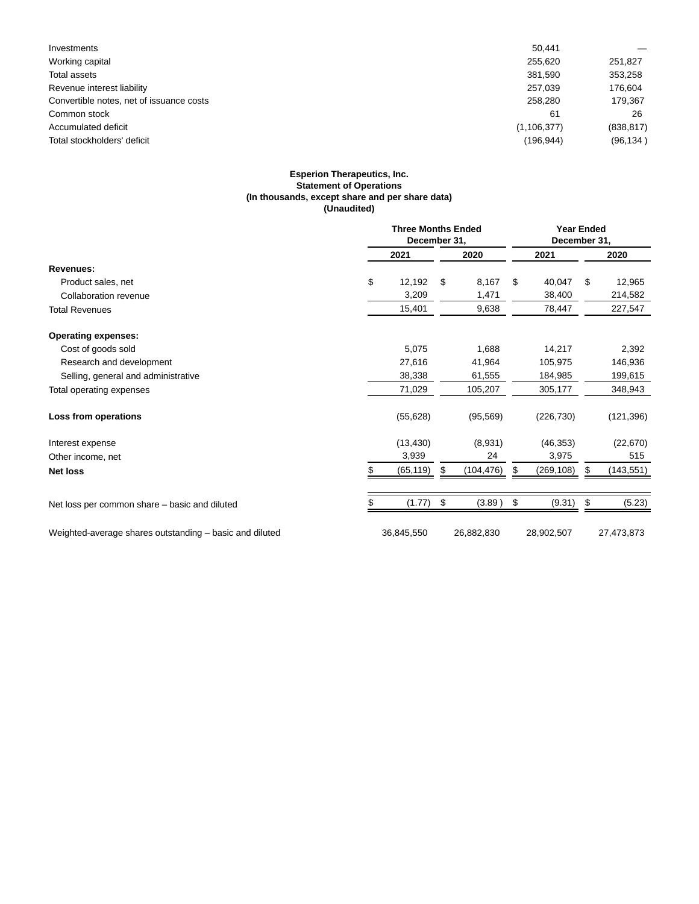| | | |
|---|---|---|
| Investments | 50,441 | — |
| Working capital | 255,620 | 251,827 |
| Total assets | 381,590 | 353,258 |
| Revenue interest liability | 257,039 | 176,604 |
| Convertible notes, net of issuance costs | 258,280 | 179,367 |
| Common stock | 61 | 26 |
| Accumulated deficit | (1,106,377) | (838,817) |
| Total stockholders' deficit | (196,944) | (96,134 ) |

**Esperion Therapeutics, Inc.**
**Statement of Operations**
**(In thousands, except share and per share data)**
**(Unaudited)**

| | Three Months Ended December 31, | | Year Ended December 31, | |
|---|---|---|---|---|
| | 2021 | 2020 | 2021 | 2020 |
| **Revenues:** | | | | |
| Product sales, net | $ 12,192 | $ 8,167 | $ 40,047 | $ 12,965 |
| Collaboration revenue | 3,209 | 1,471 | 38,400 | 214,582 |
| Total Revenues | 15,401 | 9,638 | 78,447 | 227,547 |
| **Operating expenses:** | | | | |
| Cost of goods sold | 5,075 | 1,688 | 14,217 | 2,392 |
| Research and development | 27,616 | 41,964 | 105,975 | 146,936 |
| Selling, general and administrative | 38,338 | 61,555 | 184,985 | 199,615 |
| Total operating expenses | 71,029 | 105,207 | 305,177 | 348,943 |
| **Loss from operations** | (55,628) | (95,569) | (226,730) | (121,396) |
| Interest expense | (13,430) | (8,931) | (46,353) | (22,670) |
| Other income, net | 3,939 | 24 | 3,975 | 515 |
| **Net loss** | $ (65,119) | $ (104,476) | $ (269,108) | $ (143,551) |
| Net loss per common share – basic and diluted | $ (1.77) | $ (3.89 ) | $ (9.31) | $ (5.23) |
| Weighted-average shares outstanding – basic and diluted | 36,845,550 | 26,882,830 | 28,902,507 | 27,473,873 |